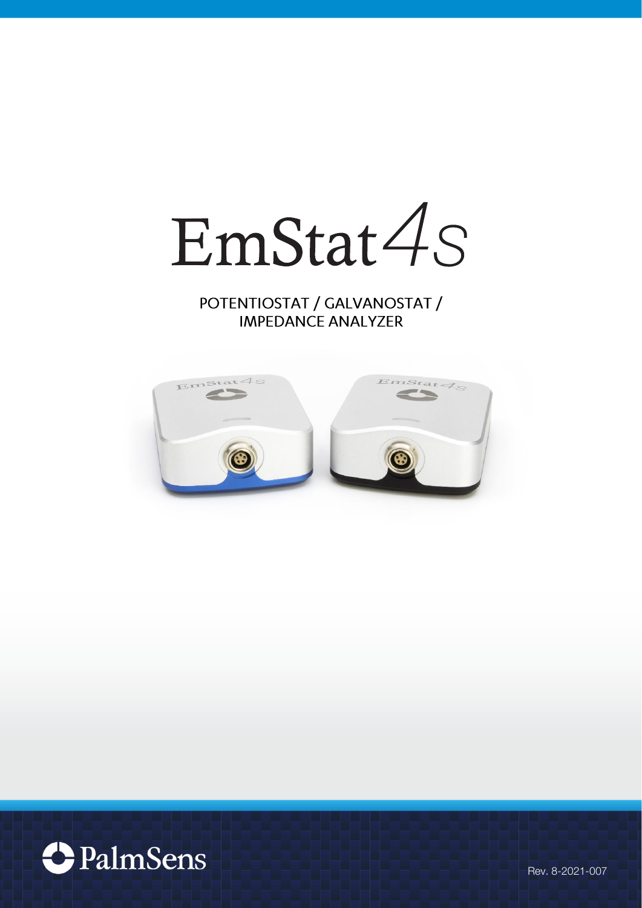# EmStat4S

POTENTIOSTAT / GALVANOSTAT / IMPEDANCE ANALYZER

PalmSens

Rev. 8-2021-007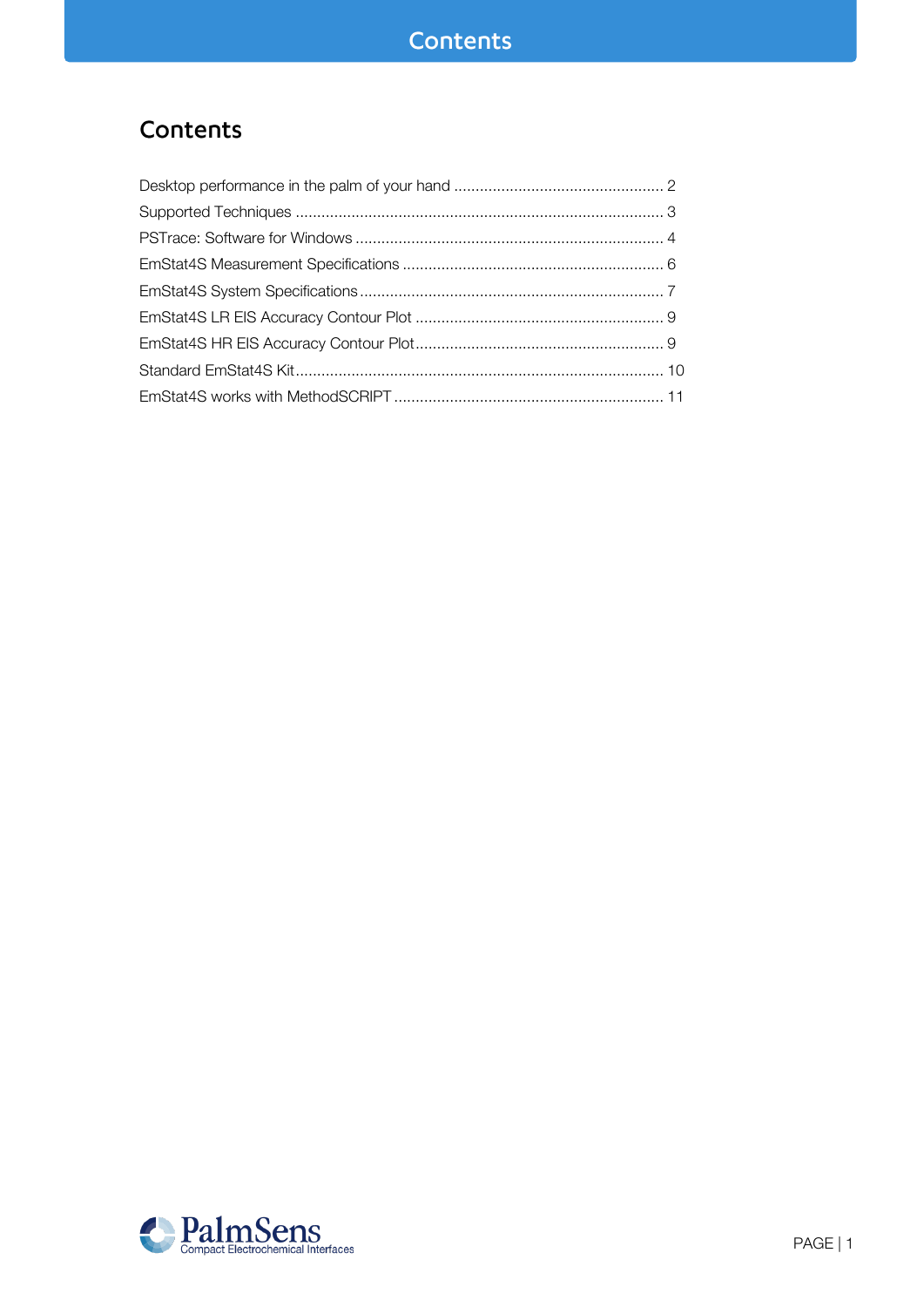# Contents

Desktop performance in the palm of your hand ................................................ 2
Supported Techniques ..................................................................................... 3
PSTrace: Software for Windows ....................................................................... 4
EmStat4S Measurement Specifications ............................................................ 6
EmStat4S System Specifications ...................................................................... 7
EmStat4S LR EIS Accuracy Contour Plot .......................................................... 9
EmStat4S HR EIS Accuracy Contour Plot .......................................................... 9
Standard EmStat4S Kit ..................................................................................... 10
EmStat4S works with MethodSCRIPT .............................................................. 11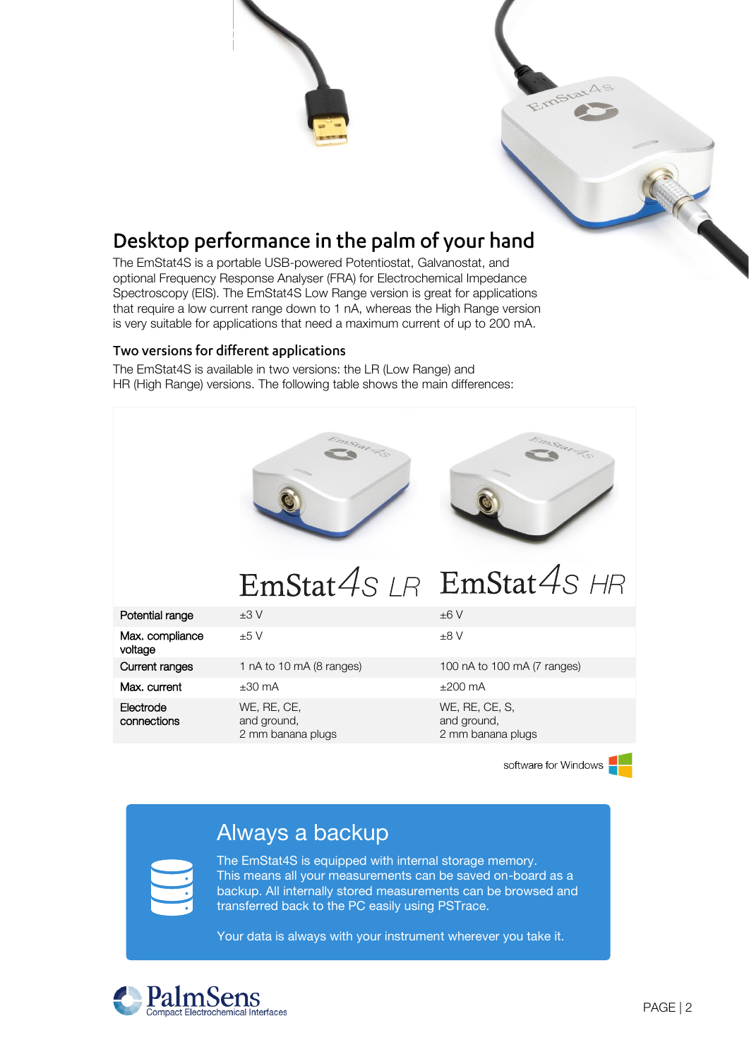## Desktop performance in the palm of your hand

The EmStat4S is a portable USB-powered Potentiostat, Galvanostat, and optional Frequency Response Analyser (FRA) for Electrochemical Impedance Spectroscopy (EIS). The EmStat4S Low Range version is great for applications that require a low current range down to 1 nA, whereas the High Range version is very suitable for applications that need a maximum current of up to 200 mA.

### Two versions for different applications

The EmStat4S is available in two versions: the LR (Low Range) and HR (High Range) versions. The following table shows the main differences:

| | EmStat4S LR | EmStat4S HR |
|---|---|---|
| Potential range | ±3 V | ±6 V |
| Max. compliance voltage | ±5 V | ±8 V |
| Current ranges | 1 nA to 10 mA (8 ranges) | 100 nA to 100 mA (7 ranges) |
| Max. current | ±30 mA | ±200 mA |
| Electrode connections | WE, RE, CE, and ground, 2 mm banana plugs | WE, RE, CE, S, and ground, 2 mm banana plugs |

software for Windows

### Always a backup

The EmStat4S is equipped with internal storage memory. This means all your measurements can be saved on-board as a backup. All internally stored measurements can be browsed and transferred back to the PC easily using PSTrace.

Your data is always with your instrument wherever you take it.

PalmSens
Compact Electrochemical Interfaces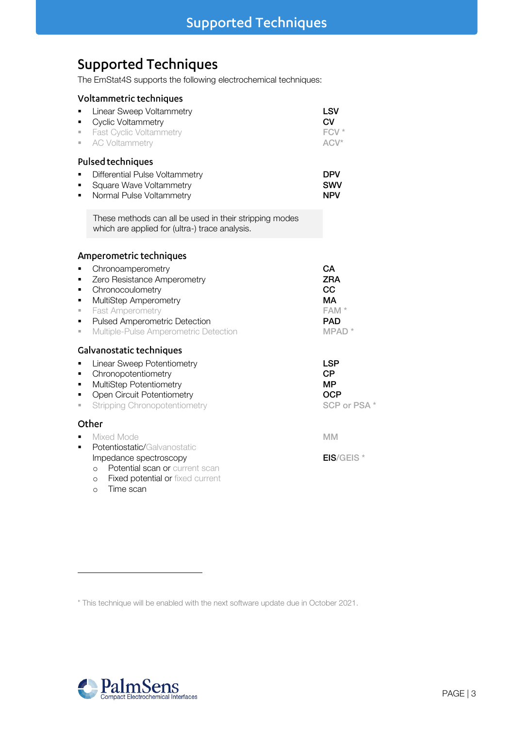# Supported Techniques

## Supported Techniques

The EmStat4S supports the following electrochemical techniques:

### Voltammetric techniques

- Linear Sweep Voltammetry — **LSV**
- Cyclic Voltammetry — **CV**
- Fast Cyclic Voltammetry — FCV *
- AC Voltammetry — ACV*

### Pulsed techniques

- Differential Pulse Voltammetry — **DPV**
- Square Wave Voltammetry — **SWV**
- Normal Pulse Voltammetry — **NPV**

> These methods can all be used in their stripping modes which are applied for (ultra-) trace analysis.

### Amperometric techniques

- Chronoamperometry — **CA**
- Zero Resistance Amperometry — **ZRA**
- Chronocoulometry — **CC**
- MultiStep Amperometry — **MA**
- Fast Amperometry — FAM *
- Pulsed Amperometric Detection — **PAD**
- Multiple-Pulse Amperometric Detection — MPAD *

### Galvanostatic techniques

- Linear Sweep Potentiometry — **LSP**
- Chronopotentiometry — **CP**
- MultiStep Potentiometry — **MP**
- Open Circuit Potentiometry — **OCP**
- Stripping Chronopotentiometry — SCP or PSA *

### Other

- Mixed Mode — MM
- Potentiostatic/Galvanostatic Impedance spectroscopy — **EIS**/GEIS *
  - Potential scan or current scan
  - Fixed potential or fixed current
  - Time scan

* This technique will be enabled with the next software update due in October 2021.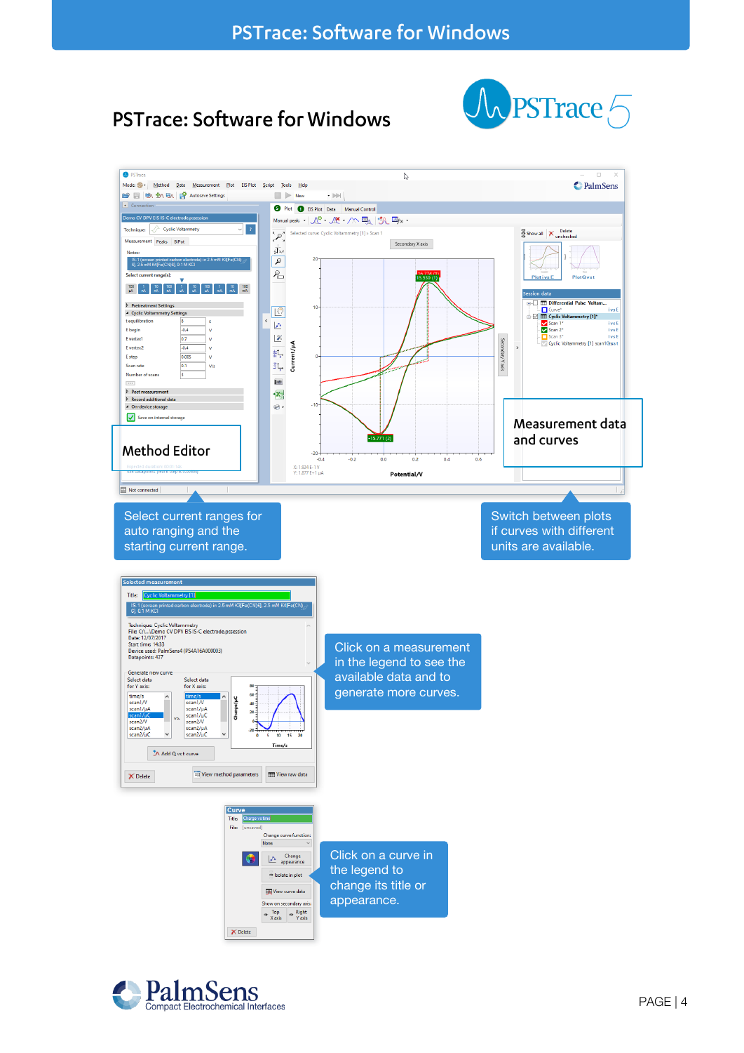# PSTrace: Software for Windows

Method Editor

Measurement data and curves

Select current ranges for auto ranging and the starting current range.

Switch between plots if curves with different units are available.

Click on a measurement in the legend to see the available data and to generate more curves.

Click on a curve in the legend to change its title or appearance.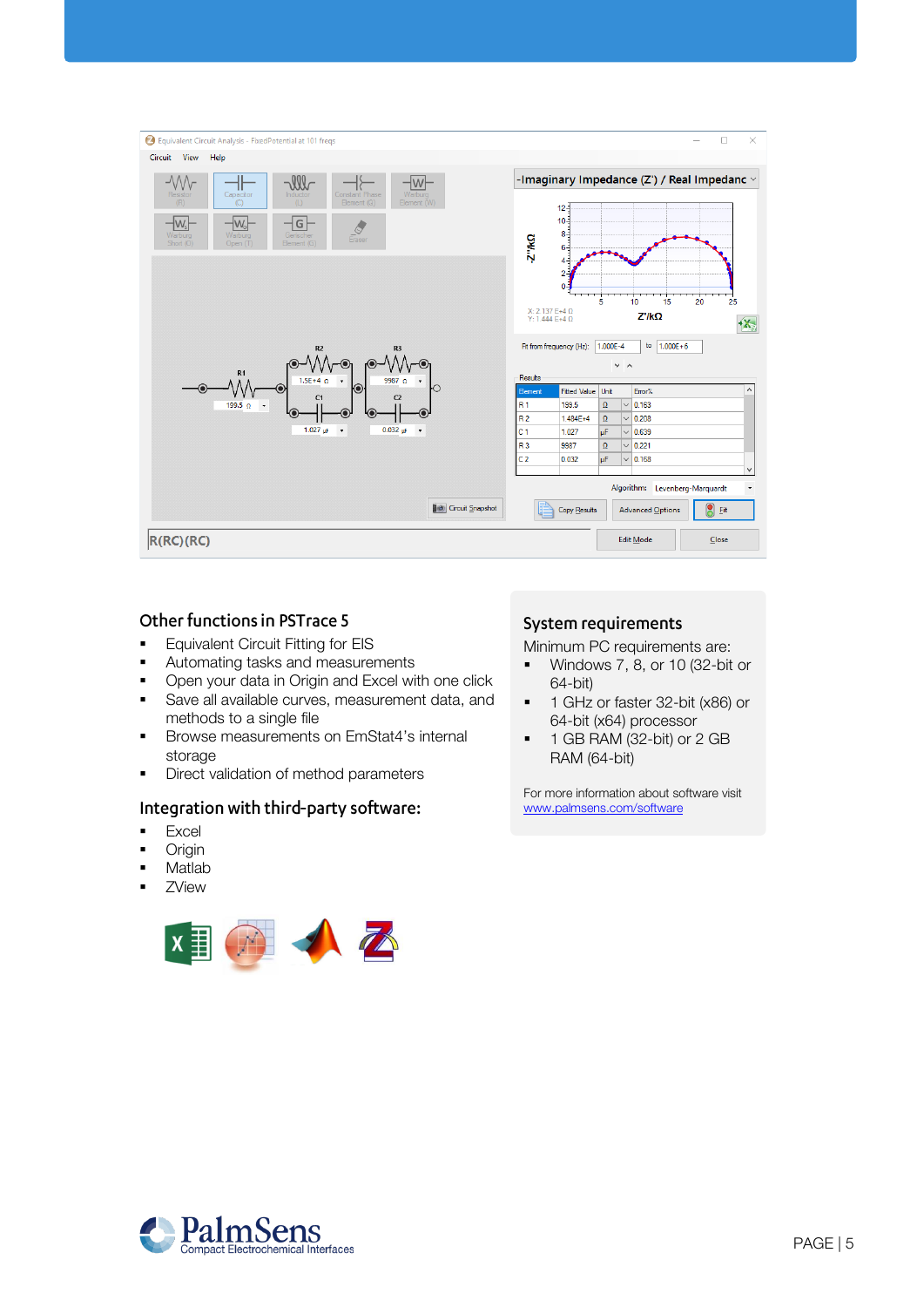## Other functions in PSTrace 5

- Equivalent Circuit Fitting for EIS
- Automating tasks and measurements
- Open your data in Origin and Excel with one click
- Save all available curves, measurement data, and methods to a single file
- Browse measurements on EmStat4's internal storage
- Direct validation of method parameters

## Integration with third-party software:

- Excel
- Origin
- Matlab
- ZView

## System requirements

Minimum PC requirements are:

- Windows 7, 8, or 10 (32-bit or 64-bit)
- 1 GHz or faster 32-bit (x86) or 64-bit (x64) processor
- 1 GB RAM (32-bit) or 2 GB RAM (64-bit)

For more information about software visit [www.palmsens.com/software](www.palmsens.com/software)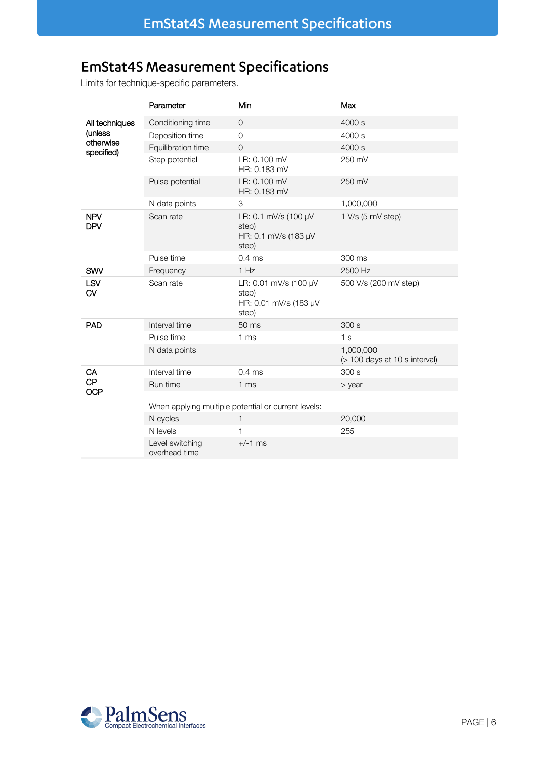# EmStat4S Measurement Specifications

Limits for technique-specific parameters.

| | Parameter | Min | Max |
|---|---|---|---|
| All techniques (unless otherwise specified) | Conditioning time | 0 | 4000 s |
| | Deposition time | 0 | 4000 s |
| | Equilibration time | 0 | 4000 s |
| | Step potential | LR: 0.100 mV<br>HR: 0.183 mV | 250 mV |
| | Pulse potential | LR: 0.100 mV<br>HR: 0.183 mV | 250 mV |
| | N data points | 3 | 1,000,000 |
| NPV<br>DPV | Scan rate | LR: 0.1 mV/s (100 µV step)<br>HR: 0.1 mV/s (183 µV step) | 1 V/s (5 mV step) |
| | Pulse time | 0.4 ms | 300 ms |
| SWV | Frequency | 1 Hz | 2500 Hz |
| LSV<br>CV | Scan rate | LR: 0.01 mV/s (100 µV step)<br>HR: 0.01 mV/s (183 µV step) | 500 V/s (200 mV step) |
| PAD | Interval time | 50 ms | 300 s |
| | Pulse time | 1 ms | 1 s |
| | N data points | | 1,000,000<br>(> 100 days at 10 s interval) |
| CA<br>CP<br>OCP | Interval time | 0.4 ms | 300 s |
| | Run time | 1 ms | > year |
| | When applying multiple potential or current levels: | | |
| | N cycles | 1 | 20,000 |
| | N levels | 1 | 255 |
| | Level switching overhead time | +/-1 ms | |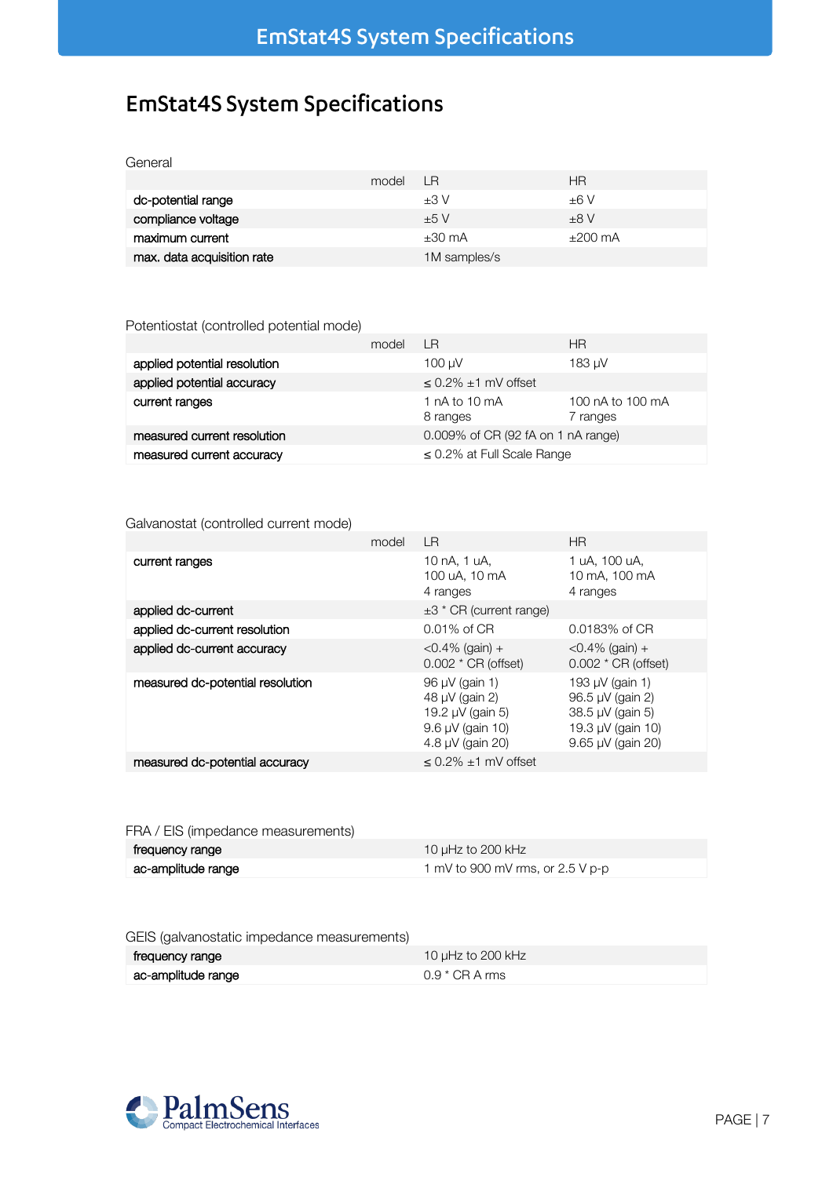# EmStat4S System Specifications

General

| model | LR | HR |
|---|---|---|
| dc-potential range | ±3 V | ±6 V |
| compliance voltage | ±5 V | ±8 V |
| maximum current | ±30 mA | ±200 mA |
| max. data acquisition rate | 1M samples/s | |

Potentiostat (controlled potential mode)

| model | LR | HR |
|---|---|---|
| applied potential resolution | 100 µV | 183 µV |
| applied potential accuracy | ≤ 0.2% ±1 mV offset | |
| current ranges | 1 nA to 10 mA<br>8 ranges | 100 nA to 100 mA<br>7 ranges |
| measured current resolution | 0.009% of CR (92 fA on 1 nA range) | |
| measured current accuracy | ≤ 0.2% at Full Scale Range | |

Galvanostat (controlled current mode)

| model | LR | HR |
|---|---|---|
| current ranges | 10 nA, 1 uA,<br>100 uA, 10 mA<br>4 ranges | 1 uA, 100 uA,<br>10 mA, 100 mA<br>4 ranges |
| applied dc-current | ±3 * CR (current range) | |
| applied dc-current resolution | 0.01% of CR | 0.0183% of CR |
| applied dc-current accuracy | <0.4% (gain) +<br>0.002 * CR (offset) | <0.4% (gain) +<br>0.002 * CR (offset) |
| measured dc-potential resolution | 96 µV (gain 1)<br>48 µV (gain 2)<br>19.2 µV (gain 5)<br>9.6 µV (gain 10)<br>4.8 µV (gain 20) | 193 µV (gain 1)<br>96.5 µV (gain 2)<br>38.5 µV (gain 5)<br>19.3 µV (gain 10)<br>9.65 µV (gain 20) |
| measured dc-potential accuracy | ≤ 0.2% ±1 mV offset | |

FRA / EIS (impedance measurements)

| | |
|---|---|
| frequency range | 10 µHz to 200 kHz |
| ac-amplitude range | 1 mV to 900 mV rms, or 2.5 V p-p |

GEIS (galvanostatic impedance measurements)

| | |
|---|---|
| frequency range | 10 µHz to 200 kHz |
| ac-amplitude range | 0.9 * CR A rms |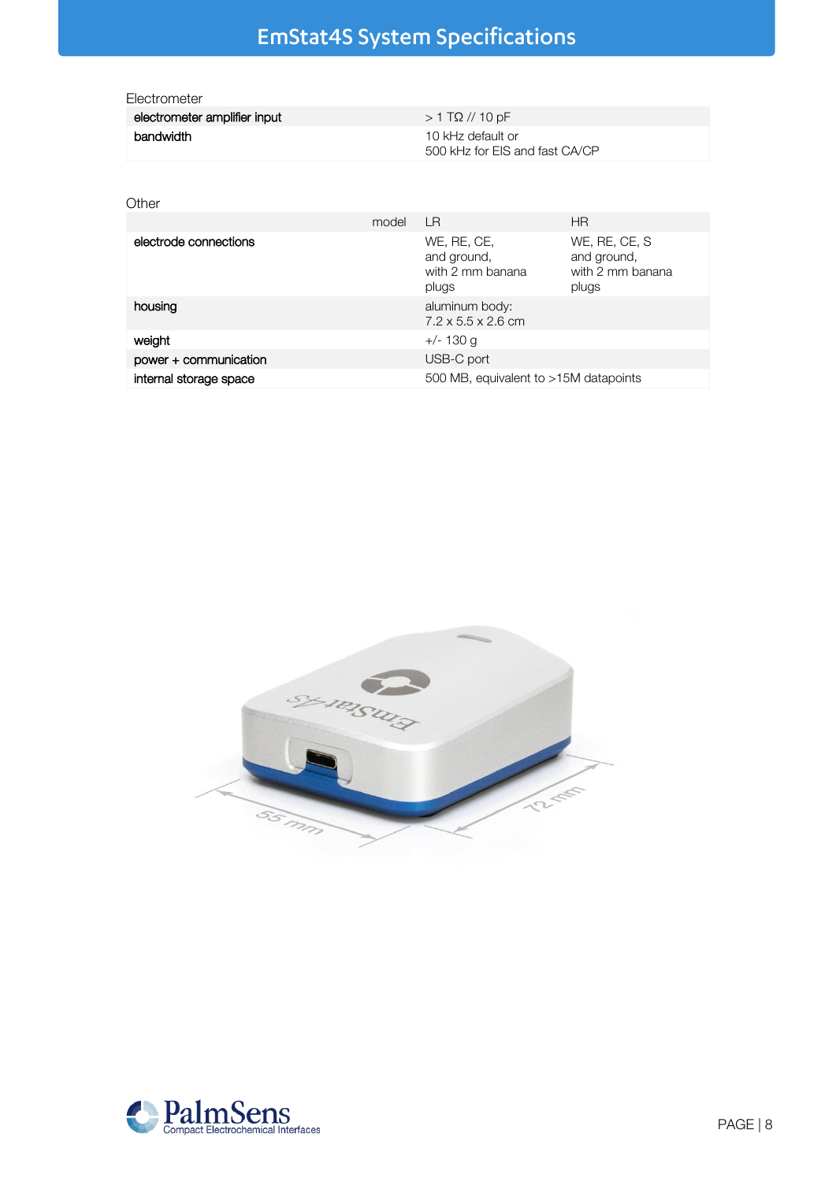# EmStat4S System Specifications

Electrometer

| | |
|---|---|
| electrometer amplifier input | > 1 TΩ // 10 pF |
| bandwidth | 10 kHz default or<br>500 kHz for EIS and fast CA/CP |

Other

| model | LR | HR |
|---|---|---|
| electrode connections | WE, RE, CE,<br>and ground,<br>with 2 mm banana plugs | WE, RE, CE, S<br>and ground,<br>with 2 mm banana plugs |
| housing | aluminum body:<br>7.2 x 5.5 x 2.6 cm | |
| weight | +/- 130 g | |
| power + communication | USB-C port | |
| internal storage space | 500 MB, equivalent to >15M datapoints | |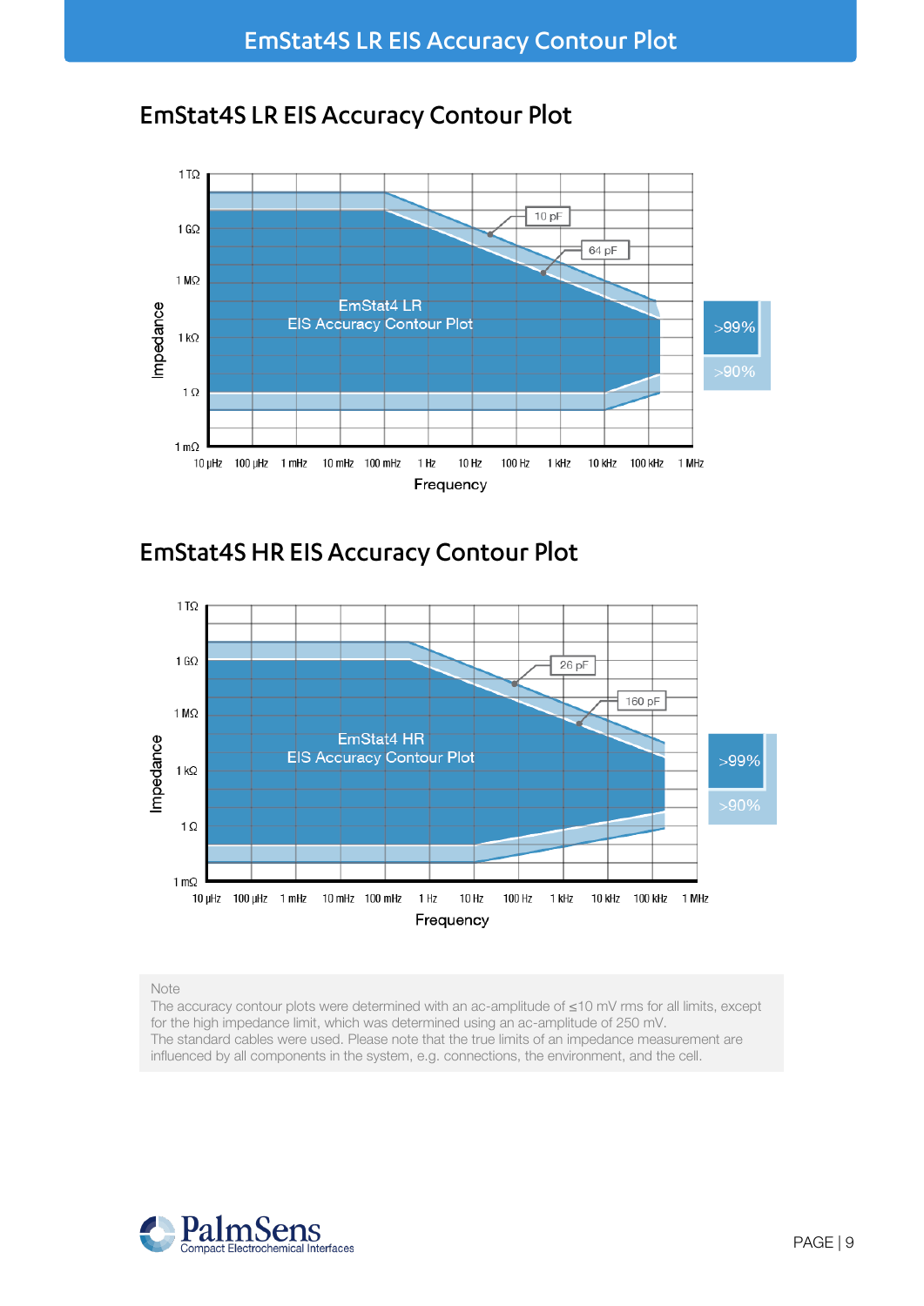# EmStat4S LR EIS Accuracy Contour Plot

# EmStat4S HR EIS Accuracy Contour Plot

Note
The accuracy contour plots were determined with an ac-amplitude of ≤10 mV rms for all limits, except for the high impedance limit, which was determined using an ac-amplitude of 250 mV.
The standard cables were used. Please note that the true limits of an impedance measurement are influenced by all components in the system, e.g. connections, the environment, and the cell.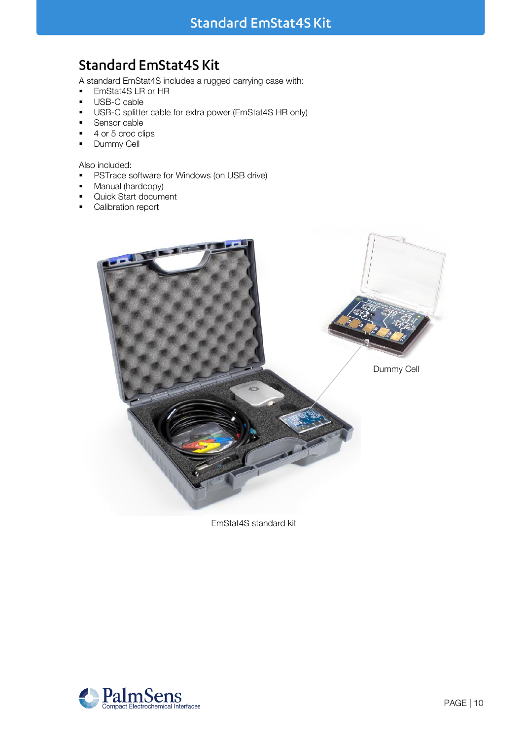## Standard EmStat4S Kit

A standard EmStat4S includes a rugged carrying case with:

- EmStat4S LR or HR
- USB-C cable
- USB-C splitter cable for extra power (EmStat4S HR only)
- Sensor cable
- 4 or 5 croc clips
- Dummy Cell

Also included:

- PSTrace software for Windows (on USB drive)
- Manual (hardcopy)
- Quick Start document
- Calibration report

Dummy Cell

EmStat4S standard kit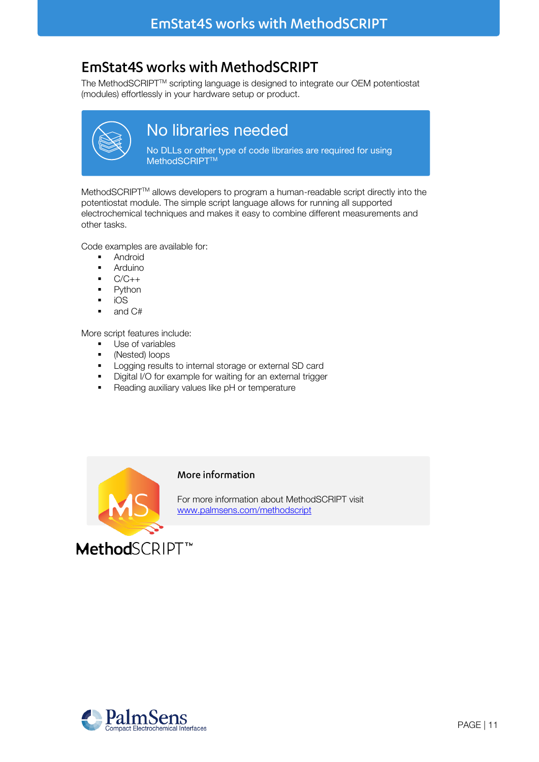# EmStat4S works with MethodSCRIPT

The MethodSCRIPT™ scripting language is designed to integrate our OEM potentiostat (modules) effortlessly in your hardware setup or product.

## No libraries needed

No DLLs or other type of code libraries are required for using MethodSCRIPT™

MethodSCRIPT™ allows developers to program a human-readable script directly into the potentiostat module. The simple script language allows for running all supported electrochemical techniques and makes it easy to combine different measurements and other tasks.

Code examples are available for:

- Android
- Arduino
- C/C++
- Python
- iOS
- and C#

More script features include:

- Use of variables
- (Nested) loops
- Logging results to internal storage or external SD card
- Digital I/O for example for waiting for an external trigger
- Reading auxiliary values like pH or temperature

**More information**

For more information about MethodSCRIPT visit
www.palmsens.com/methodscript

MethodSCRIPT™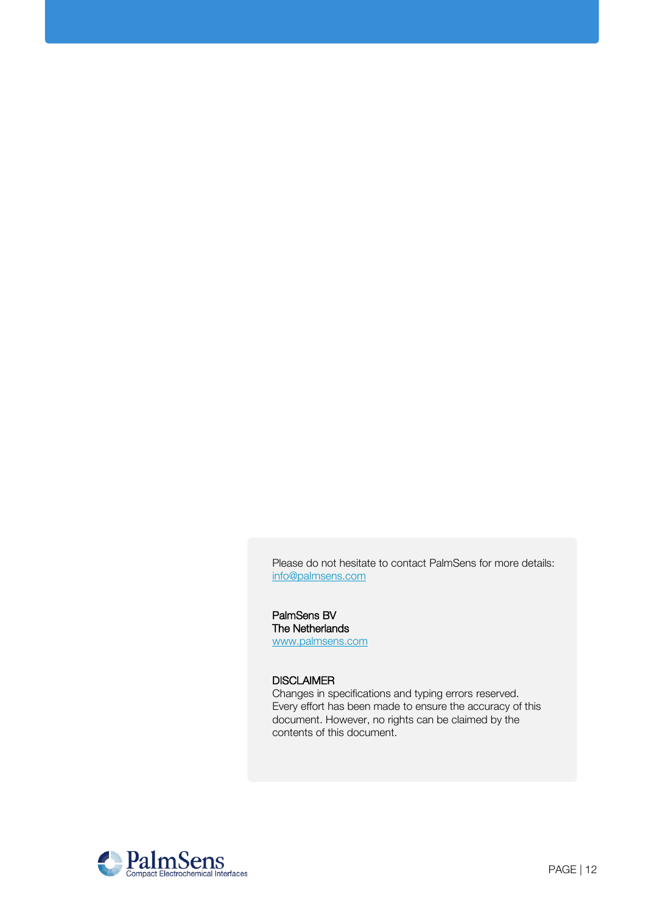Please do not hesitate to contact PalmSens for more details:
[info@palmsens.com](mailto:info@palmsens.com)

PalmSens BV
The Netherlands
[www.palmsens.com](http://www.palmsens.com)

DISCLAIMER
Changes in specifications and typing errors reserved.
Every effort has been made to ensure the accuracy of this document. However, no rights can be claimed by the contents of this document.